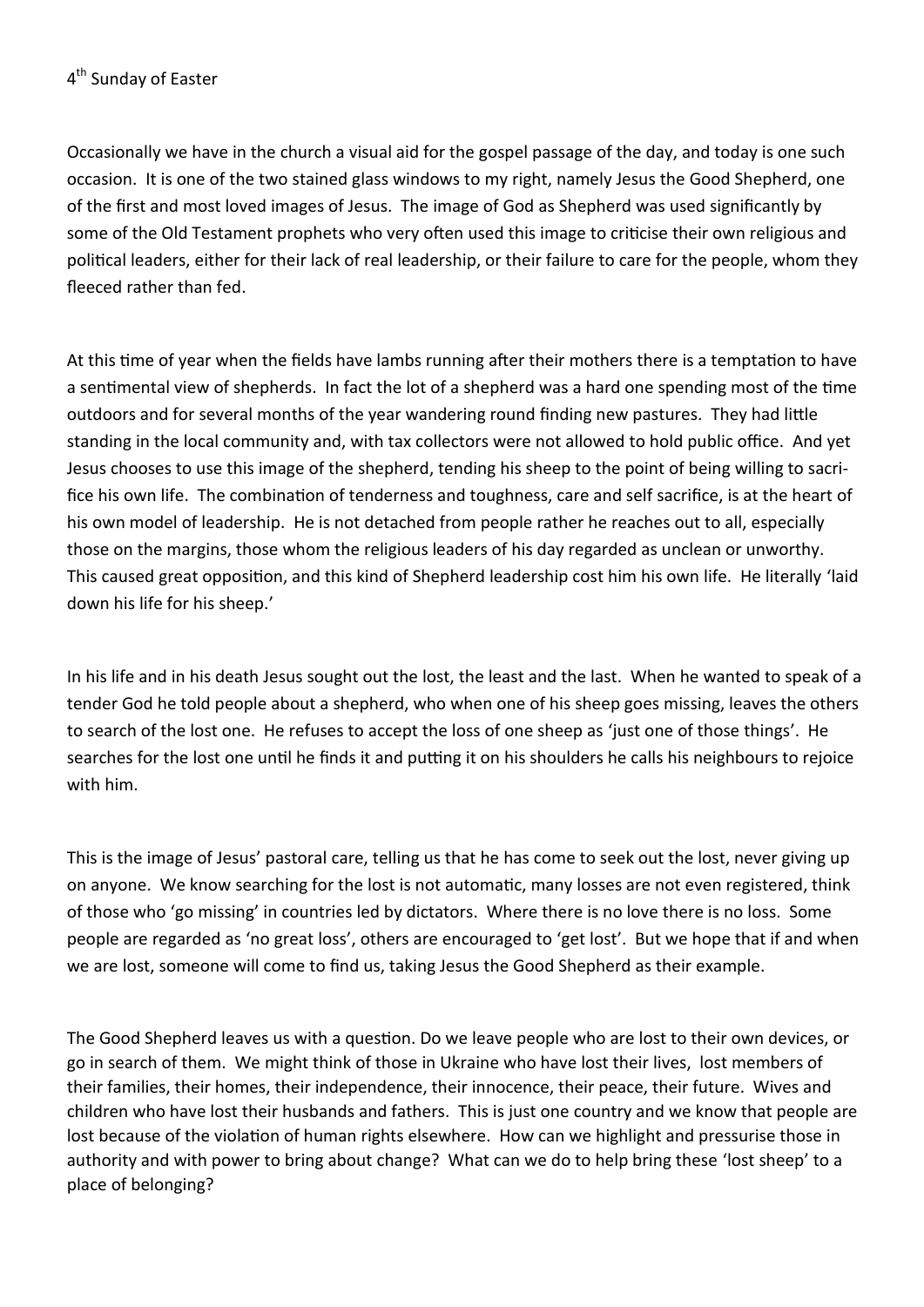4th Sunday of Easter

Occasionally we have in the church a visual aid for the gospel passage of the day, and today is one such occasion. It is one of the two stained glass windows to my right, namely Jesus the Good Shepherd, one of the first and most loved images of Jesus. The image of God as Shepherd was used significantly by some of the Old Testament prophets who very often used this image to criticise their own religious and political leaders, either for their lack of real leadership, or their failure to care for the people, whom they fleeced rather than fed.

At this time of year when the fields have lambs running after their mothers there is a temptation to have a sentimental view of shepherds. In fact the lot of a shepherd was a hard one spending most of the time outdoors and for several months of the year wandering round finding new pastures. They had little standing in the local community and, with tax collectors were not allowed to hold public office. And yet Jesus chooses to use this image of the shepherd, tending his sheep to the point of being willing to sacrifice his own life. The combination of tenderness and toughness, care and self sacrifice, is at the heart of his own model of leadership. He is not detached from people rather he reaches out to all, especially those on the margins, those whom the religious leaders of his day regarded as unclean or unworthy. This caused great opposition, and this kind of Shepherd leadership cost him his own life. He literally 'laid down his life for his sheep.'

In his life and in his death Jesus sought out the lost, the least and the last. When he wanted to speak of a tender God he told people about a shepherd, who when one of his sheep goes missing, leaves the others to search of the lost one. He refuses to accept the loss of one sheep as 'just one of those things'. He searches for the lost one until he finds it and putting it on his shoulders he calls his neighbours to rejoice with him.

This is the image of Jesus' pastoral care, telling us that he has come to seek out the lost, never giving up on anyone. We know searching for the lost is not automatic, many losses are not even registered, think of those who 'go missing' in countries led by dictators. Where there is no love there is no loss. Some people are regarded as 'no great loss', others are encouraged to 'get lost'. But we hope that if and when we are lost, someone will come to find us, taking Jesus the Good Shepherd as their example.

The Good Shepherd leaves us with a question. Do we leave people who are lost to their own devices, or go in search of them. We might think of those in Ukraine who have lost their lives, lost members of their families, their homes, their independence, their innocence, their peace, their future. Wives and children who have lost their husbands and fathers. This is just one country and we know that people are lost because of the violation of human rights elsewhere. How can we highlight and pressurise those in authority and with power to bring about change? What can we do to help bring these 'lost sheep' to a place of belonging?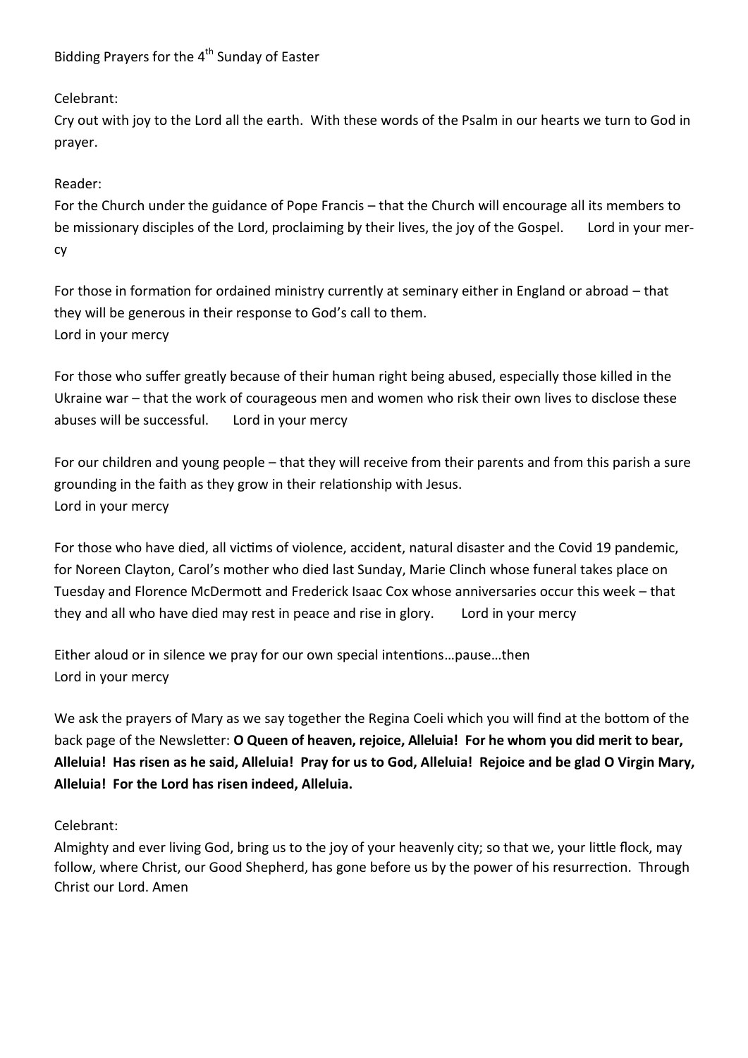Bidding Prayers for the 4th Sunday of Easter

Celebrant:
Cry out with joy to the Lord all the earth. With these words of the Psalm in our hearts we turn to God in prayer.

Reader:
For the Church under the guidance of Pope Francis – that the Church will encourage all its members to be missionary disciples of the Lord, proclaiming by their lives, the joy of the Gospel. Lord in your mercy

For those in formation for ordained ministry currently at seminary either in England or abroad – that they will be generous in their response to God's call to them.
Lord in your mercy

For those who suffer greatly because of their human right being abused, especially those killed in the Ukraine war – that the work of courageous men and women who risk their own lives to disclose these abuses will be successful. Lord in your mercy

For our children and young people – that they will receive from their parents and from this parish a sure grounding in the faith as they grow in their relationship with Jesus.
Lord in your mercy

For those who have died, all victims of violence, accident, natural disaster and the Covid 19 pandemic, for Noreen Clayton, Carol's mother who died last Sunday, Marie Clinch whose funeral takes place on Tuesday and Florence McDermott and Frederick Isaac Cox whose anniversaries occur this week – that they and all who have died may rest in peace and rise in glory. Lord in your mercy

Either aloud or in silence we pray for our own special intentions…pause…then
Lord in your mercy

We ask the prayers of Mary as we say together the Regina Coeli which you will find at the bottom of the back page of the Newsletter: **O Queen of heaven, rejoice, Alleluia! For he whom you did merit to bear, Alleluia! Has risen as he said, Alleluia! Pray for us to God, Alleluia! Rejoice and be glad O Virgin Mary, Alleluia! For the Lord has risen indeed, Alleluia.**

Celebrant:
Almighty and ever living God, bring us to the joy of your heavenly city; so that we, your little flock, may follow, where Christ, our Good Shepherd, has gone before us by the power of his resurrection. Through Christ our Lord. Amen